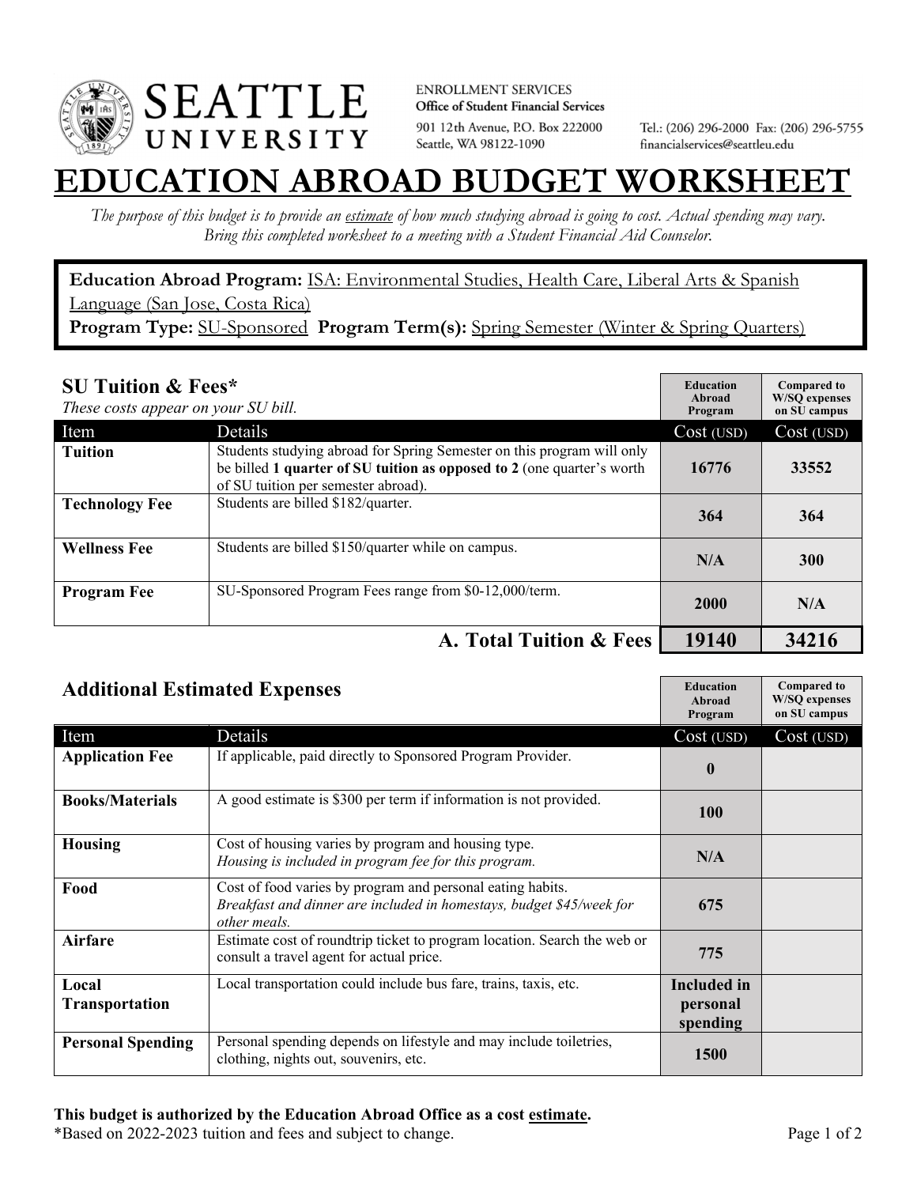SEATTLE UNIVERSITY

ENROLLMENT SERVICES
**Office of Student Financial Services**
901 12th Avenue, P.O. Box 222000
Seattle, WA 98122-1090

Tel.: (206) 296-2000 Fax: (206) 296-5755
financialservices@seattleu.edu

# EDUCATION ABROAD BUDGET WORKSHEET

*The purpose of this budget is to provide an estimate of how much studying abroad is going to cost. Actual spending may vary. Bring this completed worksheet to a meeting with a Student Financial Aid Counselor.*

**Education Abroad Program:** ISA: Environmental Studies, Health Care, Liberal Arts & Spanish Language (San Jose, Costa Rica)
**Program Type:** SU-Sponsored **Program Term(s):** Spring Semester (Winter & Spring Quarters)

## SU Tuition & Fees*

*These costs appear on your SU bill.*

| Item | Details | Education Abroad Program Cost (USD) | Compared to W/SQ expenses on SU campus Cost (USD) |
|---|---|---|---|
| **Tuition** | Students studying abroad for Spring Semester on this program will only be billed **1 quarter of SU tuition as opposed to 2** (one quarter's worth of SU tuition per semester abroad). | 16776 | 33552 |
| **Technology Fee** | Students are billed $182/quarter. | 364 | 364 |
| **Wellness Fee** | Students are billed $150/quarter while on campus. | N/A | 300 |
| **Program Fee** | SU-Sponsored Program Fees range from $0-12,000/term. | 2000 | N/A |
| | **A. Total Tuition & Fees** | **19140** | **34216** |

## Additional Estimated Expenses

| Item | Details | Education Abroad Program Cost (USD) | Compared to W/SQ expenses on SU campus Cost (USD) |
|---|---|---|---|
| **Application Fee** | If applicable, paid directly to Sponsored Program Provider. | 0 | |
| **Books/Materials** | A good estimate is $300 per term if information is not provided. | 100 | |
| **Housing** | Cost of housing varies by program and housing type. *Housing is included in program fee for this program.* | N/A | |
| **Food** | Cost of food varies by program and personal eating habits. *Breakfast and dinner are included in homestays, budget $45/week for other meals.* | 675 | |
| **Airfare** | Estimate cost of roundtrip ticket to program location. Search the web or consult a travel agent for actual price. | 775 | |
| **Local Transportation** | Local transportation could include bus fare, trains, taxis, etc. | Included in personal spending | |
| **Personal Spending** | Personal spending depends on lifestyle and may include toiletries, clothing, nights out, souvenirs, etc. | 1500 | |

**This budget is authorized by the Education Abroad Office as a cost estimate.**
*Based on 2022-2023 tuition and fees and subject to change.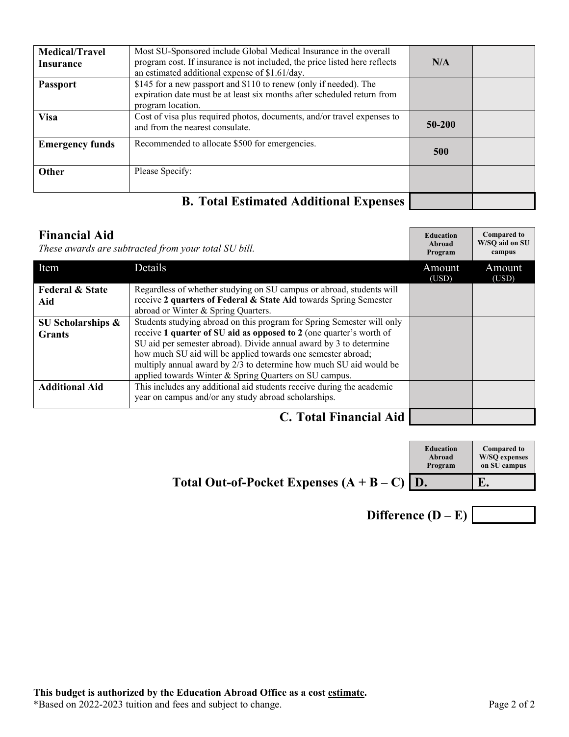| | | | |
|---|---|---|---|
| **Medical/Travel Insurance** | Most SU-Sponsored include Global Medical Insurance in the overall program cost. If insurance is not included, the price listed here reflects an estimated additional expense of $1.61/day. | **N/A** | |
| **Passport** | $145 for a new passport and $110 to renew (only if needed). The expiration date must be at least six months after scheduled return from program location. | | |
| **Visa** | Cost of visa plus required photos, documents, and/or travel expenses to and from the nearest consulate. | **50-200** | |
| **Emergency funds** | Recommended to allocate $500 for emergencies. | **500** | |
| **Other** | Please Specify: | | |
| | **B. Total Estimated Additional Expenses** | | |

## Financial Aid

*These awards are subtracted from your total SU bill.*

| | | Education Abroad Program | Compared to W/SQ aid on SU campus |
|---|---|---|---|
| Item | Details | Amount (USD) | Amount (USD) |
| **Federal & State Aid** | Regardless of whether studying on SU campus or abroad, students will receive **2 quarters of Federal & State Aid** towards Spring Semester abroad or Winter & Spring Quarters. | | |
| **SU Scholarships & Grants** | Students studying abroad on this program for Spring Semester will only receive **1 quarter of SU aid as opposed to 2** (one quarter's worth of SU aid per semester abroad). Divide annual award by 3 to determine how much SU aid will be applied towards one semester abroad; multiply annual award by 2/3 to determine how much SU aid would be applied towards Winter & Spring Quarters on SU campus. | | |
| **Additional Aid** | This includes any additional aid students receive during the academic year on campus and/or any study abroad scholarships. | | |
| | **C. Total Financial Aid** | | |

| | Education Abroad Program | Compared to W/SQ expenses on SU campus |
|---|---|---|
| **Total Out-of-Pocket Expenses (A + B – C)** | **D.** | **E.** |

**Difference (D – E)**

**This budget is authorized by the Education Abroad Office as a cost estimate.**

*Based on 2022-2023 tuition and fees and subject to change.